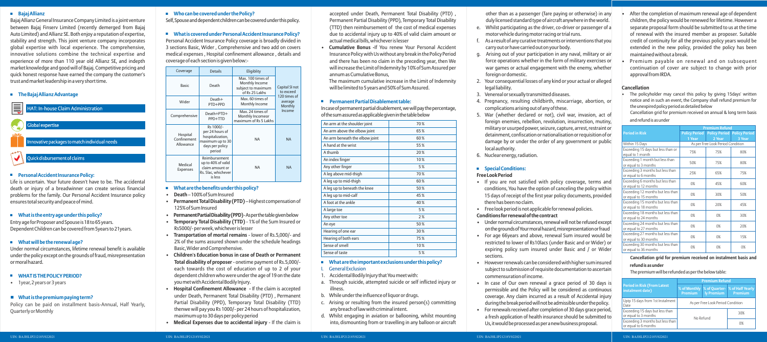## Bajaj Allianz

Bajaj Allianz General Insurance Company Limited is a joint venture between Bajaj Finserv Limited (recently demerged from Bajaj Auto Limited) and Allianz SE. Both enjoy a reputation of expertise, stability and strength. This joint venture company incorporates global expertise with local experience. The comprehensive, innovative solutions combine the technical expertise and experience of more than 110 year old Allianz SE, and indepth market knowledge and good will of Bajaj. Competitive pricing and quick honest response have earned the company the customer's trust and market leadership in a very short time.

## The Bajaj Allianz Advantage

- HAT: In-house Claim Administration
- Global expertise
- Innovative packages to match individual needs
- Quick disbursement of claims

## Personal Accident Insurance Policy:

Life is uncertain. Your future doesn't have to be. The accidental death or injury of a breadwinner can create serious financial problems for the family. Our Personal Accident Insurance policy ensures total security and peace of mind.

## What is the entry age under this policy?

Entry age for Proposer and Spouse is 18 to 65 years. Dependent Children can be covered from 5years to 21years.

## What will be the renewal age?

Under normal circumstances, lifetime renewal benefit is available under the policy except on the grounds of fraud, misrepresentation or moral hazard.

## WHAT IS THE POLICY PERIOD?

- 1year, 2 years or 3 years

## What is the premium paying term?

Policy can be paid on installment basis-Annual, Half Yearly, Quarterly or Monthly

## Who can be covered under the Policy?

Self, Spouse and dependent children can be covered under this policy.

## What is covered under Personal Accident Insurance Policy?

Personal Accident Insurance Policy coverage is broadly divided in 3 sections Basic, Wider , Comprehensive and two add on covers medical expenses , Hospital confinement allowance , details and coverage of each section is given below:-

| Coverage | Details | Eligiblity | |
|---|---|---|---|
| Basic | Death | Max. 100 times of Monthly Income subject to maximum of Rs 25 Lakhs | Capital SI not to exceed 120 times of average Monthly Income |
| Wider | Death+ PTD+PPD | Max. 60 times of Monthly Income | |
| Comprehensive | Death+PTD+ PPD+TTD | Max. 24 times of Monthly Incomeor maximum of Rs 5 Lakhs | |
| Hospital Confinement Allowance | Rs 1000/- per 24 hours of hospitalization, maximum up to 30 days per policy period | NA | NA |
| Medical Expenses | Reimbursement up to 40% of valid claim amount or Rs. 5lac, whichever is less | NA | NA |

## What are the benefits under this policy?

- **Death** – 100% of Sum Insured
- **Permanent Total Disability (PTD)** – Highest compensation of 125% of Sum Insured
- **Permanent Partial Disability (PPD)** - As per the table given below
- **Temporary Total Disability (TTD)** - 1% of the Sum Insured or Rs5000/- per week, whichever is lesser
- **Transportation of mortal remains** - lower of Rs.5,000/- and 2% of the sums assured shown under the schedule headings Basic, Wider and Comprehensive.
- **Children's Education bonus in case of Death or Permanent Total disability of proposer** - onetime payment of Rs.5,000/- each towards the cost of education of up to 2 of your dependent children who were under the age of 19 on the date you met with Accidental Bodily Injury.
- **Hospital Confinement Allowance** - If the claim is accepted under Death, Permanent Total Disability (PTD) , Permanent Partial Disability (PPD), Temporary Total Disability (TTD) then we will pay you Rs 1000/- per 24 hours of hospitalization, maximum up to 30 days per policy period
- **Medical Expenses due to accidental injury** - If the claim is accepted under Death, Permanent Total Disability (PTD) , Permanent Partial Disability (PPD), Temporary Total Disability (TTD) then reimbursement of the cost of medical expenses due to accidental injury up to 40% of valid claim amount or actual medical bills, whichever is lesser
- **Cumulative Bonus** -If You renew Your Personal Accident Insurance Policy with Us without any break in the Policy Period and there has been no claim in the preceding year, then We will increase the Limit of Indemnity by 10% of Sum Assured per annum as Cumulative Bonus,

  The maximum cumulative increase in the Limit of Indemnity will be limited to 5 years and 50% of Sum Assured.

## Permanent Partial Disablement table:

In case of permanent partial disablement, we will pay the percentage, of the sum assured as applicable given in the table below

| | |
|---|---|
| An arm at the shoulder joint | 70 % |
| An arm above the elbow joint | 65 % |
| An arm beneath the elbow joint | 60 % |
| A hand at the wrist | 55 % |
| A thumb | 20 % |
| An index finger | 10 % |
| Any other finger | 5 % |
| A leg above mid-thigh | 70 % |
| A leg up to mid-thigh | 60 % |
| A leg up to beneath the knee | 50 % |
| A leg up to mid-calf | 45 % |
| A foot at the ankle | 40 % |
| A large toe | 5 % |
| Any other toe | 2 % |
| An eye | 50 % |
| Hearing of one ear | 30 % |
| Hearing of both ears | 75 % |
| Sense of smell | 10 % |
| Sense of taste | 5 % |

## What are the important exclusions under this policy?

I. General Exclusion

1. Accidental Bodily Injury that You meet with:

a. Through suicide, attempted suicide or self inflicted injury or illness.

b. While under the influence of liquor or drugs.

c. Arising or resulting from the insured person(s) committing any breach of law with criminal intent.

d. Whilst engaging in aviation or ballooning, whilst mounting into, dismounting from or travelling in any balloon or aircraft other than as a passenger (fare paying or otherwise) in any duly licensed standard type of aircraft anywhere in the world.

e. Whilst participating as the driver, co-driver or passenger of a motor vehicle during motor racing or trial runs.

f. As a result of any curative treatments or interventions that you carry out or have carried out on your body.

g. Arising out of your participation in any naval, military or air force operations whether in the form of military exercises or war games or actual engagement with the enemy, whether foreign or domestic.

2. Your consequential losses of any kind or your actual or alleged legal liability.

3. Venereal or sexually transmitted diseases.

4. Pregnancy, resulting childbirth, miscarriage, abortion, or complications arising out of any of these.

5. War (whether declared or not), civil war, invasion, act of foreign enemies, rebellion, revolution, insurrection, mutiny, military or usurped power, seizure, capture, arrest, restraint or detainment, confiscation or nationalisation or requisition of or damage by or under the order of any government or public local authority.

6. Nuclear energy, radiation.

## Special Conditions:

**Free Look Period**

- If you are not satisfied with policy coverage, terms and conditions, You have the option of canceling the policy within 15 days of receipt of the first year policy documents, provided there has been no claim.
- Free look period is not applicable for renewal policies.

**Conditions for renewal of the contract**

- Under normal circumstances, renewal will not be refused except on the grounds of Your moral hazard, misrepresentation or fraud
- For age 66years and above, renewal Sum insured would be restricted to lower of Rs10lacs (under Basic and or Wider) or expiring policy sum insured under Basic and / or Wider sections.
- However renewals can be considered with higher sum insured subject to submission of requisite documentation to ascertain commensuration of income.
- In case of Our own renewal a grace period of 30 days is permissible and the Policy will be considered as continuous coverage. Any claim incurred as a result of Accidental injury during the break period will not be admissible under the policy.
- For renewals received after completion of 30 days grace period, a fresh application of health insurance should be submitted to Us, it would be processed as per a new business proposal.
- After the completion of maximum renewal age of dependent children, the policy would be renewed for lifetime. However a separate proposal form should be submitted to us at the time of renewal with the insured member as proposer. Suitable credit of continuity for all the previous policy years would be extended in the new policy, provided the policy has been maintained without a break.
- Premium payable on renewal and on subsequent continuation of cover are subject to change with prior approval from IRDA.

## Cancellation

- The policyholder may cancel this policy by giving 15days' written notice and in such an event, the Company shall refund premium for the unexpired policy period as detailed below

Cancellation grid for premium received on annual & long term basis and refund is as under

| Period in Risk | Premium Refund | | |
|---|---|---|---|
| | Policy Period 1 Year | Policy Period 2 Year | Policy Period 3 Year |
| Within 15 Days | As per Free Look Period Condition | | |
| Exceeding 15 days but less than or equal to 1 month | 75% | 75% | 80% |
| Exceeding 1 month but less than or equal to 3 months | 50% | 75% | 80% |
| Exceeding 3 months but less than or equal to 6 months | 25% | 65% | 75% |
| Exceeding 6 months but less than or equal to 12 months | 0% | 45% | 60% |
| Exceeding 12 months but less than or equal to 15 months | 0% | 30% | 50% |
| Exceeding 15 months but less than or equal to 18 months | 0% | 20% | 45% |
| Exceeding 18 months but less than or equal to 24 months | 0% | 0% | 30% |
| Exceeding 24 months but less than or equal to 27 months | 0% | 0% | 20% |
| Exceeding 27 months but less than or equal to 30 months | 0% | 0% | 15% |
| Exceeding 30 months but less than or equal to 36 months | 0% | 0% | 0% |

**Cancellation grid for premium received on instalment basis and refund is as under**

The premium will be refunded as per the below table:

| Period in Risk (From Latest instalment date) | Premium Refund | | |
|---|---|---|---|
| | % of Monthly Premium | % of Quarterly Premium | % of Half Yearly Premium |
| Uptp 15 days from 1st Instalment Date | As per Free Look Period Condition | | |
| Exceeding 15 days but less than or equal to 3 months | No Refund | | 30% |
| Exceeding 3 months but less than or equal to 6 months | | | 0% |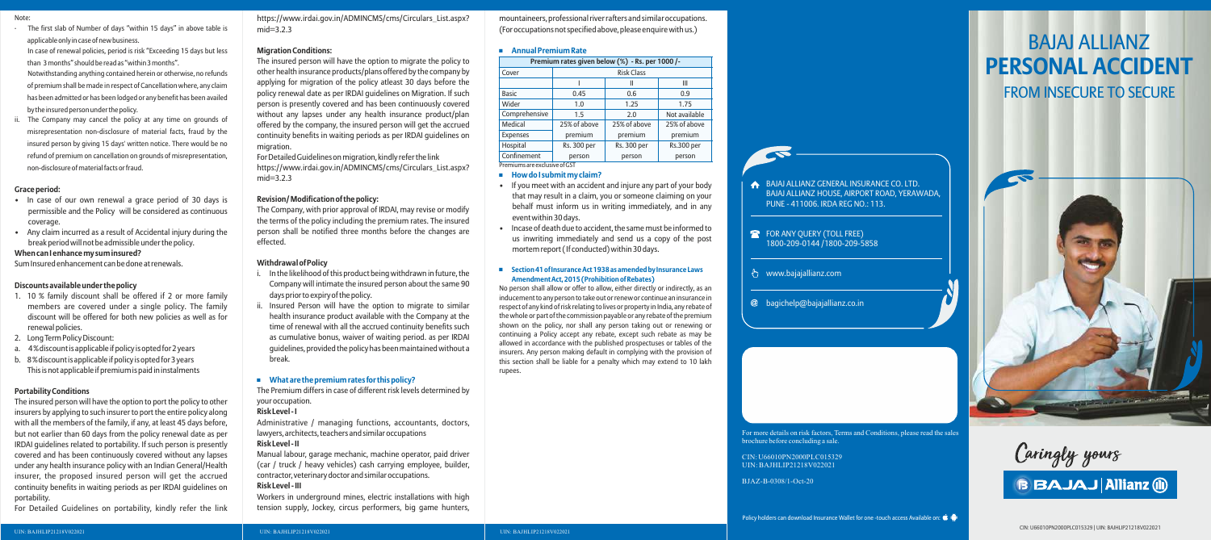Note:

- The first slab of Number of days "within 15 days" in above table is applicable only in case of new business.

  In case of renewal policies, period is risk "Exceeding 15 days but less than 3 months" should be read as "within 3 months".

  Notwithstanding anything contained herein or otherwise, no refunds of premium shall be made in respect of Cancellation where, any claim has been admitted or has been lodged or any benefit has been availed by the insured person under the policy.

ii. The Company may cancel the policy at any time on grounds of misrepresentation non-disclosure of material facts, fraud by the insured person by giving 15 days' written notice. There would be no refund of premium on cancellation on grounds of misrepresentation, non-disclosure of material facts or fraud.

**Grace period:**

- In case of our own renewal a grace period of 30 days is permissible and the Policy will be considered as continuous coverage.
- Any claim incurred as a result of Accidental injury during the break period will not be admissible under the policy.

**When can I enhance my sum insured?**

Sum Insured enhancement can be done at renewals.

**Discounts available under the policy**

1. 10 % family discount shall be offered if 2 or more family members are covered under a single policy. The family discount will be offered for both new policies as well as for renewal policies.
2. Long Term Policy Discount:

a. 4 % discount is applicable if policy is opted for 2 years

b. 8 % discount is applicable if policy is opted for 3 years

This is not applicable if premium is paid in instalments

**Portability Conditions**

The insured person will have the option to port the policy to other insurers by applying to such insurer to port the entire policy along with all the members of the family, if any, at least 45 days before, but not earlier than 60 days from the policy renewal date as per IRDAI guidelines related to portability. If such person is presently covered and has been continuously covered without any lapses under any health insurance policy with an Indian General/Health insurer, the proposed insured person will get the accrued continuity benefits in waiting periods as per IRDAI guidelines on portability.

For Detailed Guidelines on portability, kindly refer the link https://www.irdai.gov.in/ADMINCMS/cms/Circulars_List.aspx?mid=3.2.3

**Migration Conditions:**

The insured person will have the option to migrate the policy to other health insurance products/plans offered by the company by applying for migration of the policy atleast 30 days before the policy renewal date as per IRDAI guidelines on Migration. If such person is presently covered and has been continuously covered without any lapses under any health insurance product/plan offered by the company, the insured person will get the accrued continuity benefits in waiting periods as per IRDAI guidelines on migration.

For Detailed Guidelines on migration, kindly refer the link https://www.irdai.gov.in/ADMINCMS/cms/Circulars_List.aspx?mid=3.2.3

**Revision/ Modification of the policy:**

The Company, with prior approval of IRDAI, may revise or modify the terms of the policy including the premium rates. The insured person shall be notified three months before the changes are effected.

**Withdrawal of Policy**

i. In the likelihood of this product being withdrawn in future, the Company will intimate the insured person about the same 90 days prior to expiry of the policy.

ii. Insured Person will have the option to migrate to similar health insurance product available with the Company at the time of renewal with all the accrued continuity benefits such as cumulative bonus, waiver of waiting period. as per IRDAI guidelines, provided the policy has been maintained without a break.

## What are the premium rates for this policy?

The Premium differs in case of different risk levels determined by your occupation.

**Risk Level - I**

Administrative / managing functions, accountants, doctors, lawyers, architects, teachers and similar occupations

**Risk Level - II**

Manual labour, garage mechanic, machine operator, paid driver (car / truck / heavy vehicles) cash carrying employee, builder, contractor, veterinary doctor and similar occupations.

**Risk Level - III**

Workers in underground mines, electric installations with high tension supply, Jockey, circus performers, big game hunters, mountaineers, professional river rafters and similar occupations.
(For occupations not specified above, please enquire with us.)

## Annual Premium Rate

| Premium rates given below (%) - Rs. per 1000 /- | | | |
|---|---|---|---|
| Cover | Risk Class | | |
| | I | II | III |
| Basic | 0.45 | 0.6 | 0.9 |
| Wider | 1.0 | 1.25 | 1.75 |
| Comprehensive | 1.5 | 2.0 | Not available |
| Medical Expenses | 25% of above premium | 25% of above premium | 25% of above premium |
| Hospital Confinement | Rs. 300 per person | Rs. 300 per person | Rs.300 per person |

Premiums are exclusive of GST

## How do I submit my claim?

- If you meet with an accident and injure any part of your body that may result in a claim, you or someone claiming on your behalf must inform us in writing immediately, and in any event within 30 days.
- Incase of death due to accident, the same must be informed to us inwriting immediately and send us a copy of the post mortem report (If conducted) within 30 days.

## Section 41 of Insurance Act 1938 as amended by Insurance Laws Amendment Act, 2015 (Prohibition of Rebates)

No person shall allow or offer to allow, either directly or indirectly, as an inducement to any person to take out or renew or continue an insurance in respect of any kind of risk relating to lives or property in India, any rebate of the whole or part of the commission payable or any rebate of the premium shown on the policy, nor shall any person taking out or renewing or continuing a Policy accept any rebate, except such rebate as may be allowed in accordance with the published prospectuses or tables of the insurers. Any person making default in complying with the provision of this section shall be liable for a penalty which may extend to 10 lakh rupees.

BAJAJ ALLIANZ GENERAL INSURANCE CO. LTD.
BAJAJ ALLIANZ HOUSE, AIRPORT ROAD, YERAWADA, PUNE - 411006. IRDA REG NO.: 113.

FOR ANY QUERY (TOLL FREE)
1800-209-0144 /1800-209-5858

www.bajajallianz.com

bagichelp@bajajallianz.co.in

For more details on risk factors, Terms and Conditions, please read the sales brochure before concluding a sale.

CIN: U66010PN2000PLC015329
UIN: BAJHLIP21218V022021

BJAZ-B-0308/1-Oct-20

Policy holders can download Insurance Wallet for one -touch access Available on:

# BAJAJ ALLIANZ PERSONAL ACCIDENT

## FROM INSECURE TO SECURE

Caringly yours

BAJAJ | Allianz

CIN: U66010PN2000PLC015329 | UIN: BAJHLIP21218V022021